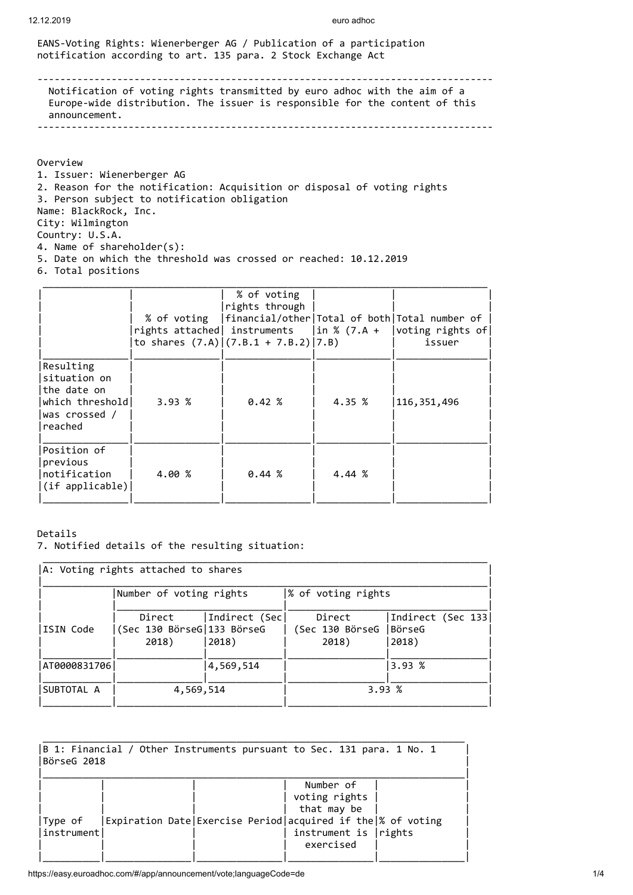EANS-Voting Rights: Wienerberger AG / Publication of a participation notification according to art. 135 para. 2 Stock Exchange Act

---

Notification of voting rights transmitted by euro adhoc with the aim of a Europe-wide distribution. The issuer is responsible for the content of this announcement.

---

Overview

1. Issuer: Wienerberger AG
2. Reason for the notification: Acquisition or disposal of voting rights
3. Person subject to notification obligation
Name: BlackRock, Inc.
City: Wilmington
Country: U.S.A.
4. Name of shareholder(s):
5. Date on which the threshold was crossed or reached: 10.12.2019
6. Total positions

| | % of voting rights attached to shares (7.A) | % of voting rights through financial/other instruments (7.B.1 + 7.B.2) | Total of both in % (7.A + 7.B) | Total number of voting rights of issuer |
|---|---|---|---|---|
| Resulting situation on the date on which threshold was crossed / reached | 3.93 % | 0.42 % | 4.35 % | 116,351,496 |
| Position of previous notification (if applicable) | 4.00 % | 0.44 % | 4.44 % | |

Details

7. Notified details of the resulting situation:

| A: Voting rights attached to shares | | | | |
|---|---|---|---|---|
| | Number of voting rights | | % of voting rights | |
| ISIN Code | Direct (Sec 130 BörseG 2018) | Indirect (Sec 133 BörseG 2018) | Direct (Sec 130 BörseG 2018) | Indirect (Sec 133 BörseG 2018) |
| AT0000831706 | | 4,569,514 | | 3.93 % |
| SUBTOTAL A | 4,569,514 | | 3.93 % | |

| B 1: Financial / Other Instruments pursuant to Sec. 131 para. 1 No. 1 BörseG 2018 | | | | |
|---|---|---|---|---|
| Type of instrument | Expiration Date | Exercise Period | Number of voting rights that may be acquired if the instrument is exercised | % of voting rights |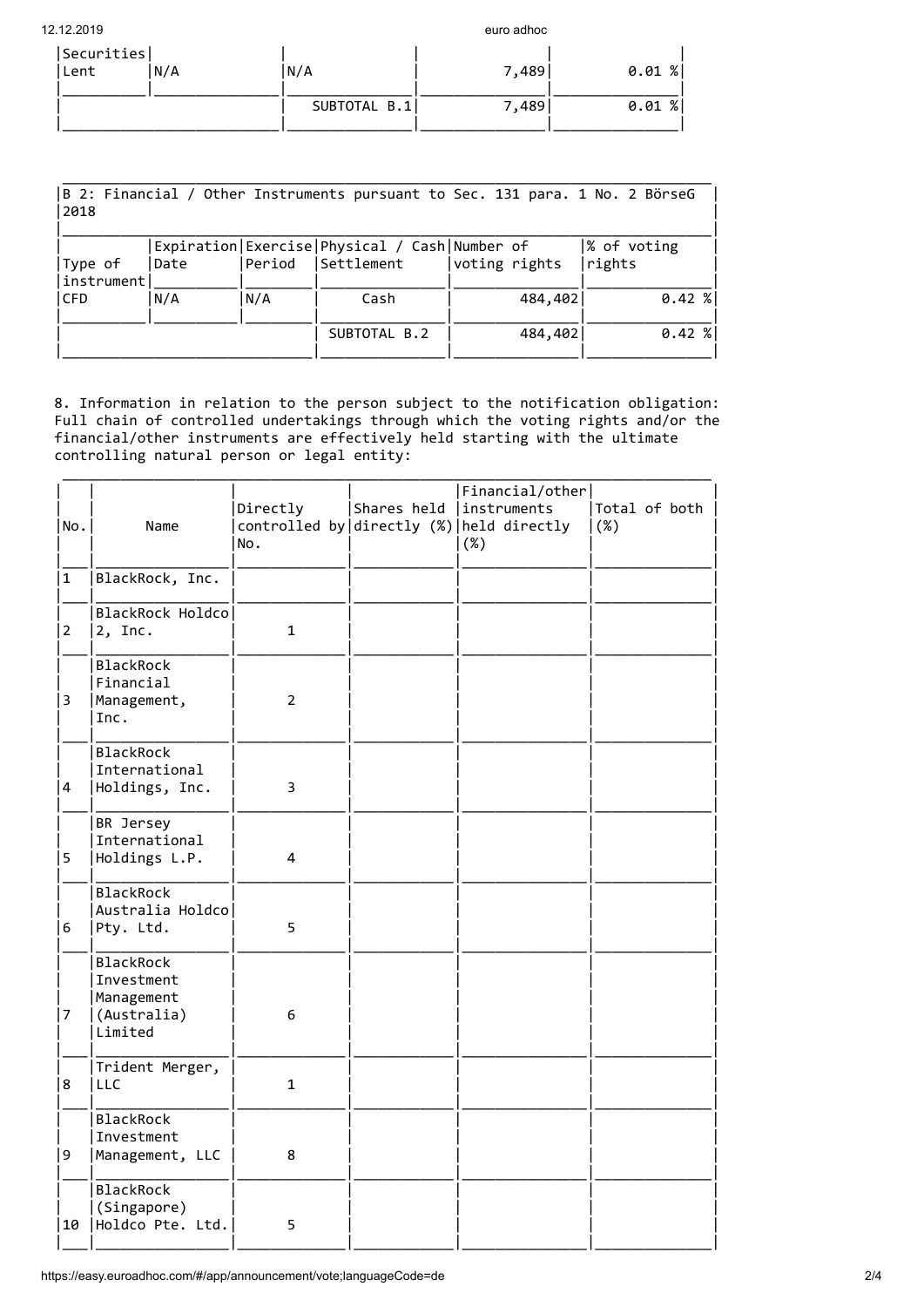| Securities Lent | N/A | N/A | 7,489 | 0.01 % |
|---|---|---|---|---|
| | | SUBTOTAL B.1 | 7,489 | 0.01 % |

| B 2: Financial / Other Instruments pursuant to Sec. 131 para. 1 No. 2 BörseG 2018 | | | | | |
|---|---|---|---|---|---|
| Type of instrument | Expiration Date | Exercise Period | Physical / Cash Settlement | Number of voting rights | % of voting rights |
| CFD | N/A | N/A | Cash | 484,402 | 0.42 % |
| | | | SUBTOTAL B.2 | 484,402 | 0.42 % |

8. Information in relation to the person subject to the notification obligation: Full chain of controlled undertakings through which the voting rights and/or the financial/other instruments are effectively held starting with the ultimate controlling natural person or legal entity:

| No. | Name | Directly controlled by No. | Shares held directly (%) | Financial/other instruments held directly (%) | Total of both (%) |
|---|---|---|---|---|---|
| 1 | BlackRock, Inc. | | | | |
| 2 | BlackRock Holdco 2, Inc. | 1 | | | |
| 3 | BlackRock Financial Management, Inc. | 2 | | | |
| 4 | BlackRock International Holdings, Inc. | 3 | | | |
| 5 | BR Jersey International Holdings L.P. | 4 | | | |
| 6 | BlackRock Australia Holdco Pty. Ltd. | 5 | | | |
| 7 | BlackRock Investment Management (Australia) Limited | 6 | | | |
| 8 | Trident Merger, LLC | 1 | | | |
| 9 | BlackRock Investment Management, LLC | 8 | | | |
| 10 | BlackRock (Singapore) Holdco Pte. Ltd. | 5 | | | |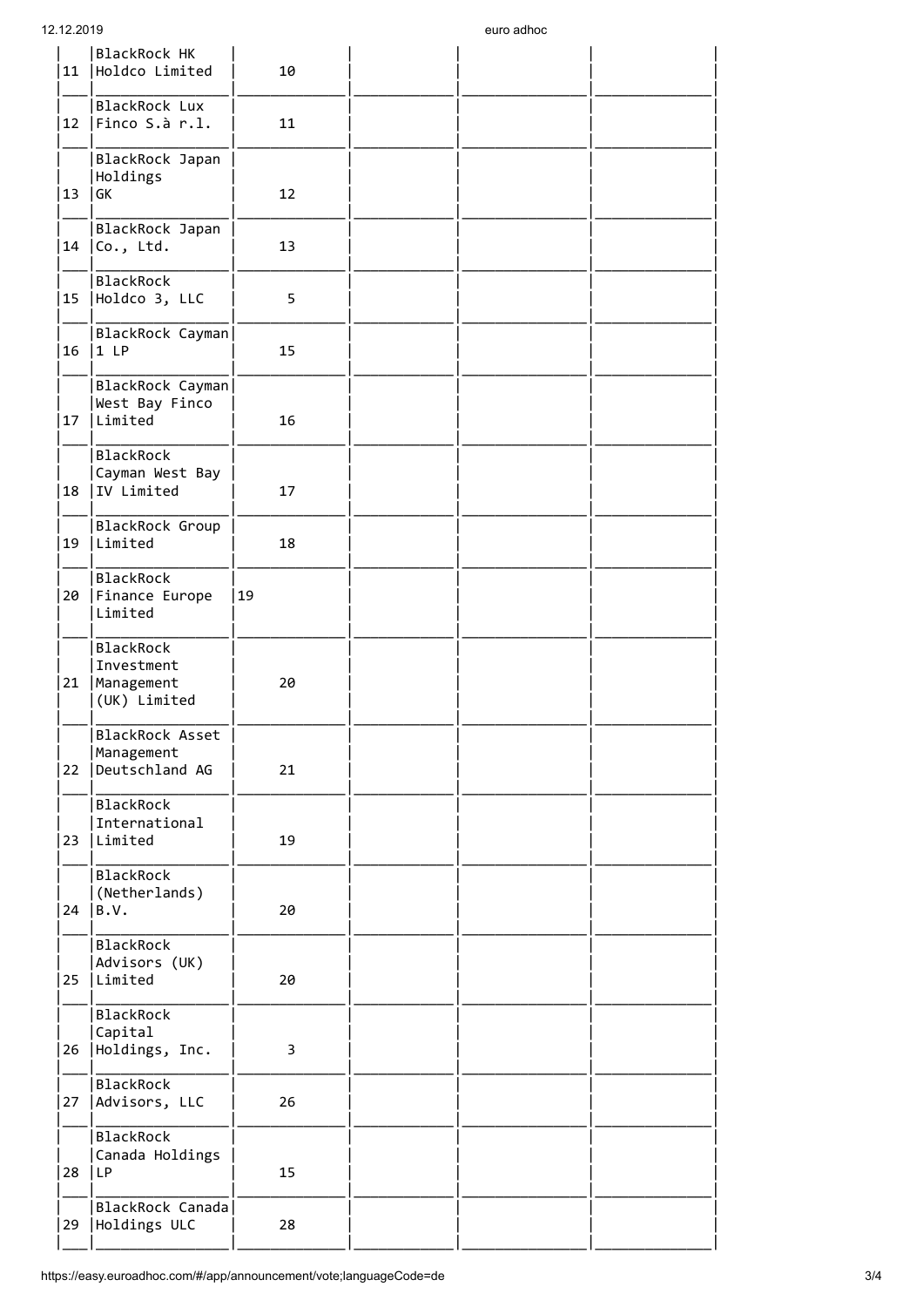| | | | | | |
|---|---|---|---|---|---|
| 11 | BlackRock HK Holdco Limited | 10 | | | |
| 12 | BlackRock Lux Finco S.à r.l. | 11 | | | |
| 13 | BlackRock Japan Holdings GK | 12 | | | |
| 14 | BlackRock Japan Co., Ltd. | 13 | | | |
| 15 | BlackRock Holdco 3, LLC | 5 | | | |
| 16 | BlackRock Cayman 1 LP | 15 | | | |
| 17 | BlackRock Cayman West Bay Finco Limited | 16 | | | |
| 18 | BlackRock Cayman West Bay IV Limited | 17 | | | |
| 19 | BlackRock Group Limited | 18 | | | |
| 20 | BlackRock Finance Europe Limited | 19 | | | |
| 21 | BlackRock Investment Management (UK) Limited | 20 | | | |
| 22 | BlackRock Asset Management Deutschland AG | 21 | | | |
| 23 | BlackRock International Limited | 19 | | | |
| 24 | BlackRock (Netherlands) B.V. | 20 | | | |
| 25 | BlackRock Advisors (UK) Limited | 20 | | | |
| 26 | BlackRock Capital Holdings, Inc. | 3 | | | |
| 27 | BlackRock Advisors, LLC | 26 | | | |
| 28 | BlackRock Canada Holdings LP | 15 | | | |
| 29 | BlackRock Canada Holdings ULC | 28 | | | |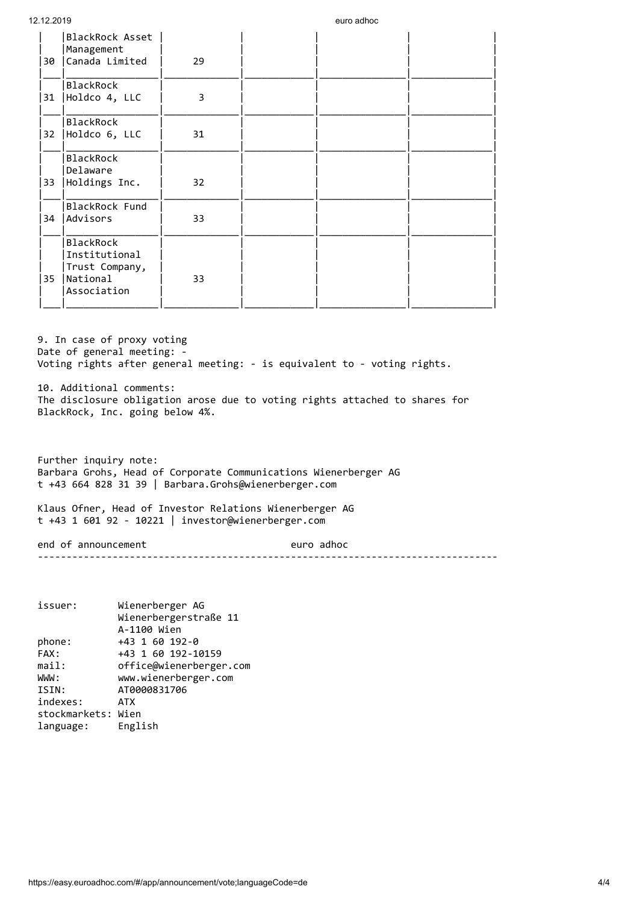| | | | | | |
|---|---|---|---|---|---|
| 30 | BlackRock Asset Management Canada Limited | 29 | | | |
| 31 | BlackRock Holdco 4, LLC | 3 | | | |
| 32 | BlackRock Holdco 6, LLC | 31 | | | |
| 33 | BlackRock Delaware Holdings Inc. | 32 | | | |
| 34 | BlackRock Fund Advisors | 33 | | | |
| 35 | BlackRock Institutional Trust Company, National Association | 33 | | | |

9. In case of proxy voting
Date of general meeting: -
Voting rights after general meeting: - is equivalent to - voting rights.

10. Additional comments:
The disclosure obligation arose due to voting rights attached to shares for BlackRock, Inc. going below 4%.

Further inquiry note:
Barbara Grohs, Head of Corporate Communications Wienerberger AG
t +43 664 828 31 39 | Barbara.Grohs@wienerberger.com

Klaus Ofner, Head of Investor Relations Wienerberger AG
t +43 1 601 92 - 10221 | investor@wienerberger.com

end of announcement euro adhoc

---

| | |
|---|---|
| issuer: | Wienerberger AG<br>Wienerbergerstraße 11<br>A-1100 Wien |
| phone: | +43 1 60 192-0 |
| FAX: | +43 1 60 192-10159 |
| mail: | office@wienerberger.com |
| WWW: | www.wienerberger.com |
| ISIN: | AT0000831706 |
| indexes: | ATX |
| stockmarkets: | Wien |
| language: | English |